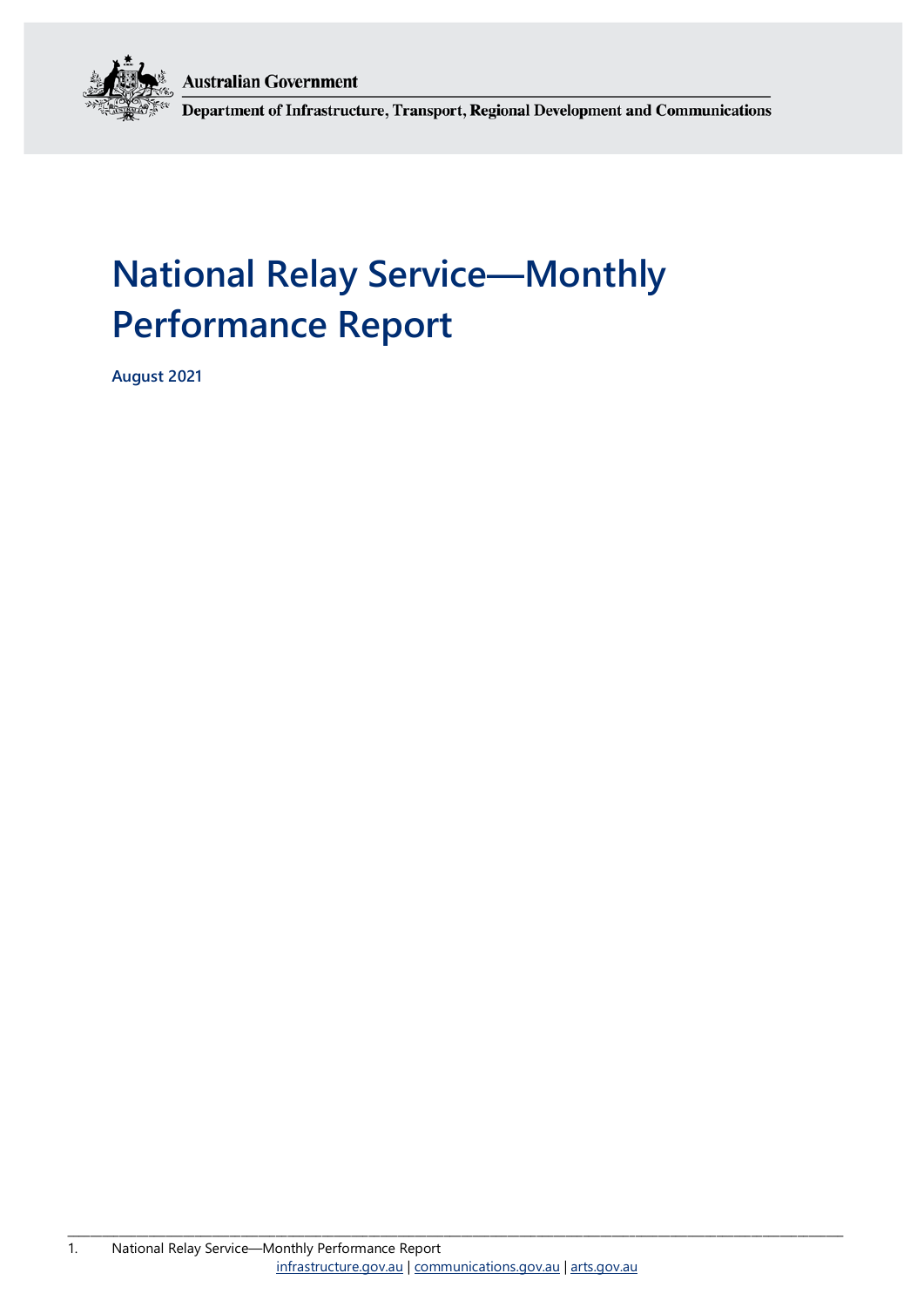Australian Government

Department of Infrastructure, Transport, Regional Development and Communications

# National Relay Service—Monthly Performance Report

**August 2021**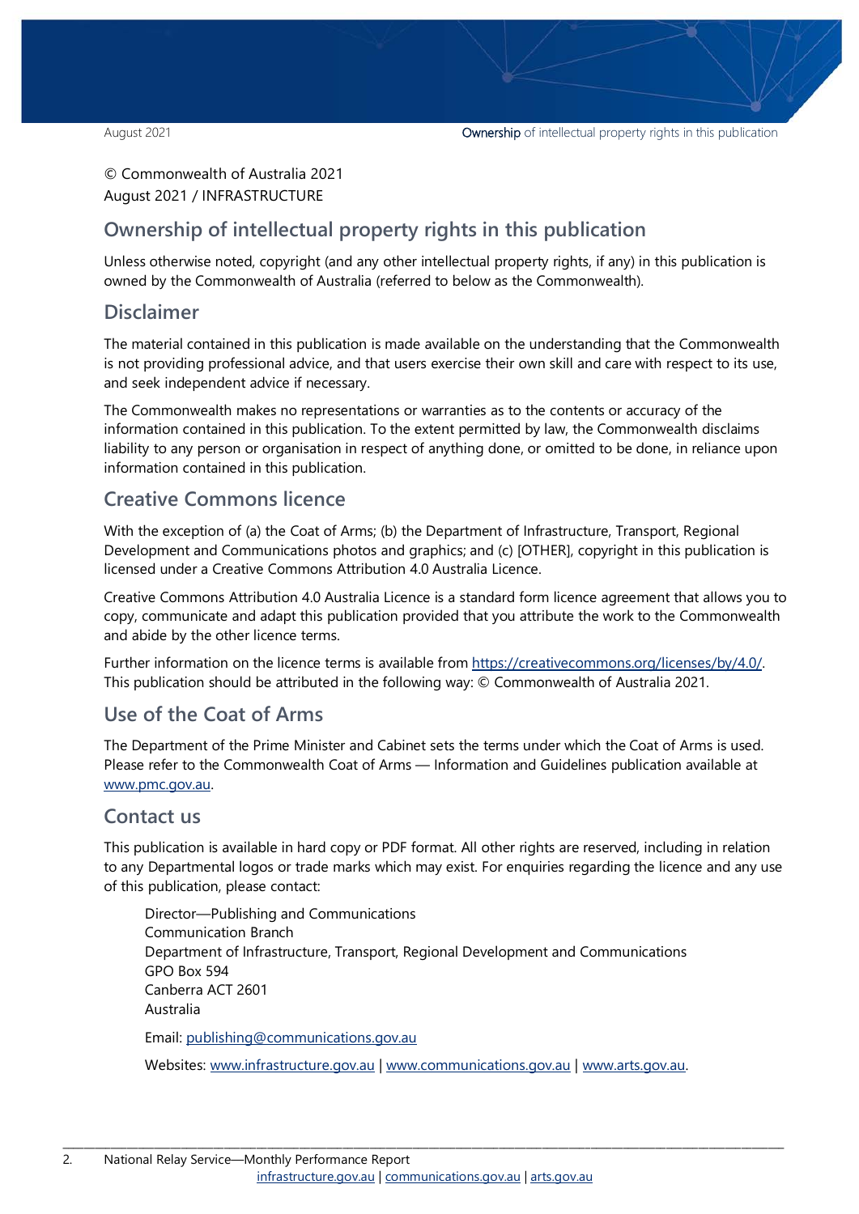© Commonwealth of Australia 2021
August 2021 / INFRASTRUCTURE

## Ownership of intellectual property rights in this publication

Unless otherwise noted, copyright (and any other intellectual property rights, if any) in this publication is owned by the Commonwealth of Australia (referred to below as the Commonwealth).

## Disclaimer

The material contained in this publication is made available on the understanding that the Commonwealth is not providing professional advice, and that users exercise their own skill and care with respect to its use, and seek independent advice if necessary.

The Commonwealth makes no representations or warranties as to the contents or accuracy of the information contained in this publication. To the extent permitted by law, the Commonwealth disclaims liability to any person or organisation in respect of anything done, or omitted to be done, in reliance upon information contained in this publication.

## Creative Commons licence

With the exception of (a) the Coat of Arms; (b) the Department of Infrastructure, Transport, Regional Development and Communications photos and graphics; and (c) [OTHER], copyright in this publication is licensed under a Creative Commons Attribution 4.0 Australia Licence.

Creative Commons Attribution 4.0 Australia Licence is a standard form licence agreement that allows you to copy, communicate and adapt this publication provided that you attribute the work to the Commonwealth and abide by the other licence terms.

Further information on the licence terms is available from https://creativecommons.org/licenses/by/4.0/. This publication should be attributed in the following way: © Commonwealth of Australia 2021.

## Use of the Coat of Arms

The Department of the Prime Minister and Cabinet sets the terms under which the Coat of Arms is used. Please refer to the Commonwealth Coat of Arms — Information and Guidelines publication available at www.pmc.gov.au.

## Contact us

This publication is available in hard copy or PDF format. All other rights are reserved, including in relation to any Departmental logos or trade marks which may exist. For enquiries regarding the licence and any use of this publication, please contact:

Director—Publishing and Communications
Communication Branch
Department of Infrastructure, Transport, Regional Development and Communications
GPO Box 594
Canberra ACT 2601
Australia

Email: publishing@communications.gov.au

Websites: www.infrastructure.gov.au | www.communications.gov.au | www.arts.gov.au.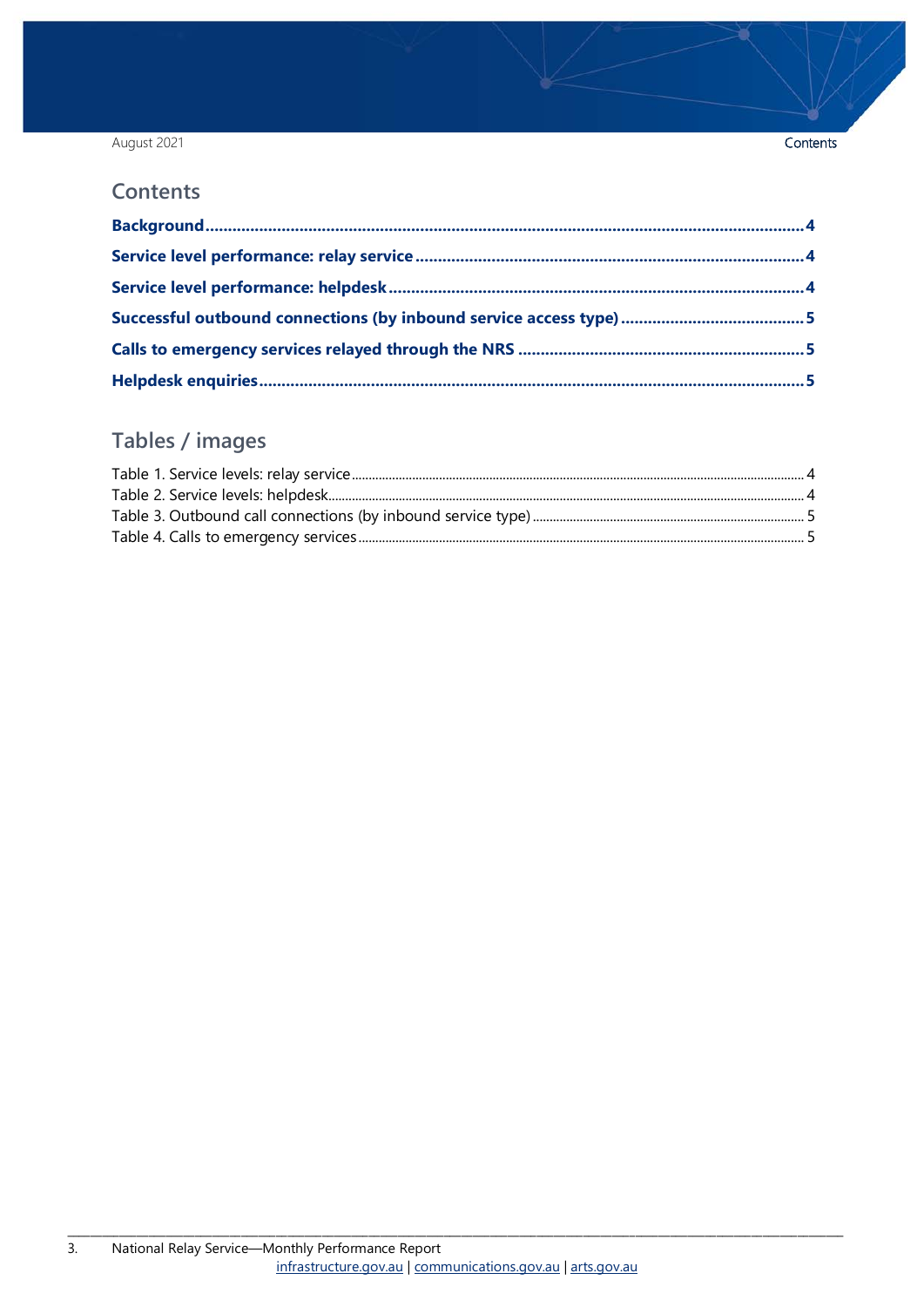## Contents

**Background** ..... 4

**Service level performance: relay service** ..... 4

**Service level performance: helpdesk** ..... 4

**Successful outbound connections (by inbound service access type)** ..... 5

**Calls to emergency services relayed through the NRS** ..... 5

**Helpdesk enquiries** ..... 5

## Tables / images

Table 1. Service levels: relay service ..... 4

Table 2. Service levels: helpdesk ..... 4

Table 3. Outbound call connections (by inbound service type) ..... 5

Table 4. Calls to emergency services ..... 5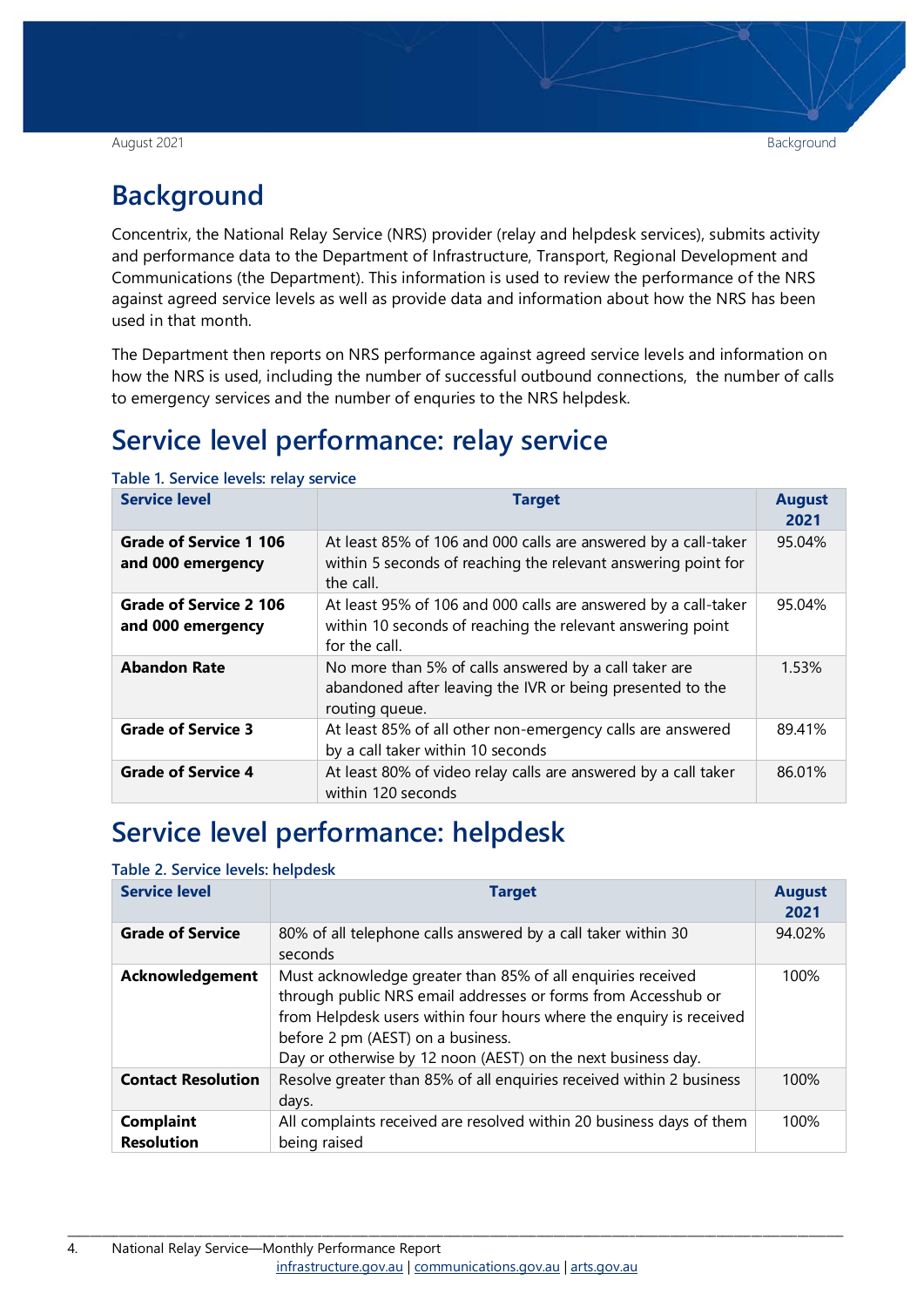# Background

Concentrix, the National Relay Service (NRS) provider (relay and helpdesk services), submits activity and performance data to the Department of Infrastructure, Transport, Regional Development and Communications (the Department). This information is used to review the performance of the NRS against agreed service levels as well as provide data and information about how the NRS has been used in that month.

The Department then reports on NRS performance against agreed service levels and information on how the NRS is used, including the number of successful outbound connections, the number of calls to emergency services and the number of enquries to the NRS helpdesk.

# Service level performance: relay service

**Table 1. Service levels: relay service**

| Service level | Target | August 2021 |
|---|---|---|
| **Grade of Service 1 106 and 000 emergency** | At least 85% of 106 and 000 calls are answered by a call-taker within 5 seconds of reaching the relevant answering point for the call. | 95.04% |
| **Grade of Service 2 106 and 000 emergency** | At least 95% of 106 and 000 calls are answered by a call-taker within 10 seconds of reaching the relevant answering point for the call. | 95.04% |
| **Abandon Rate** | No more than 5% of calls answered by a call taker are abandoned after leaving the IVR or being presented to the routing queue. | 1.53% |
| **Grade of Service 3** | At least 85% of all other non-emergency calls are answered by a call taker within 10 seconds | 89.41% |
| **Grade of Service 4** | At least 80% of video relay calls are answered by a call taker within 120 seconds | 86.01% |

# Service level performance: helpdesk

**Table 2. Service levels: helpdesk**

| Service level | Target | August 2021 |
|---|---|---|
| **Grade of Service** | 80% of all telephone calls answered by a call taker within 30 seconds | 94.02% |
| **Acknowledgement** | Must acknowledge greater than 85% of all enquiries received through public NRS email addresses or forms from Accesshub or from Helpdesk users within four hours where the enquiry is received before 2 pm (AEST) on a business. Day or otherwise by 12 noon (AEST) on the next business day. | 100% |
| **Contact Resolution** | Resolve greater than 85% of all enquiries received within 2 business days. | 100% |
| **Complaint Resolution** | All complaints received are resolved within 20 business days of them being raised | 100% |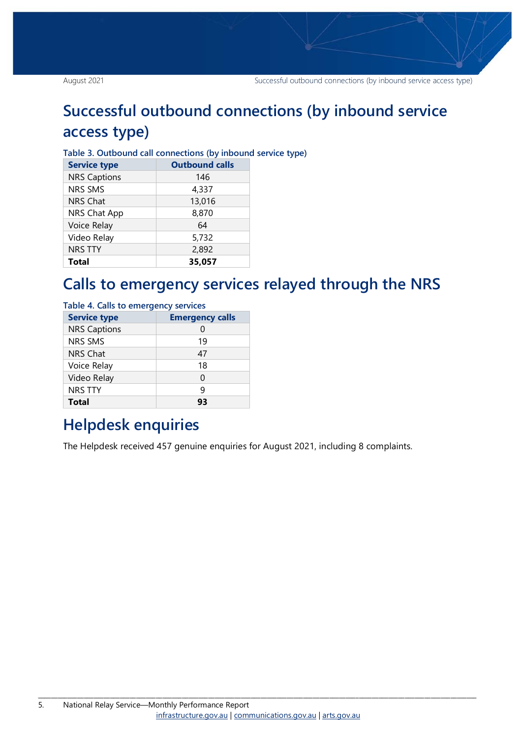## Successful outbound connections (by inbound service access type)

Table 3. Outbound call connections (by inbound service type)

| Service type | Outbound calls |
|---|---|
| NRS Captions | 146 |
| NRS SMS | 4,337 |
| NRS Chat | 13,016 |
| NRS Chat App | 8,870 |
| Voice Relay | 64 |
| Video Relay | 5,732 |
| NRS TTY | 2,892 |
| **Total** | **35,057** |

## Calls to emergency services relayed through the NRS

Table 4. Calls to emergency services

| Service type | Emergency calls |
|---|---|
| NRS Captions | 0 |
| NRS SMS | 19 |
| NRS Chat | 47 |
| Voice Relay | 18 |
| Video Relay | 0 |
| NRS TTY | 9 |
| **Total** | **93** |

## Helpdesk enquiries

The Helpdesk received 457 genuine enquiries for August 2021, including 8 complaints.